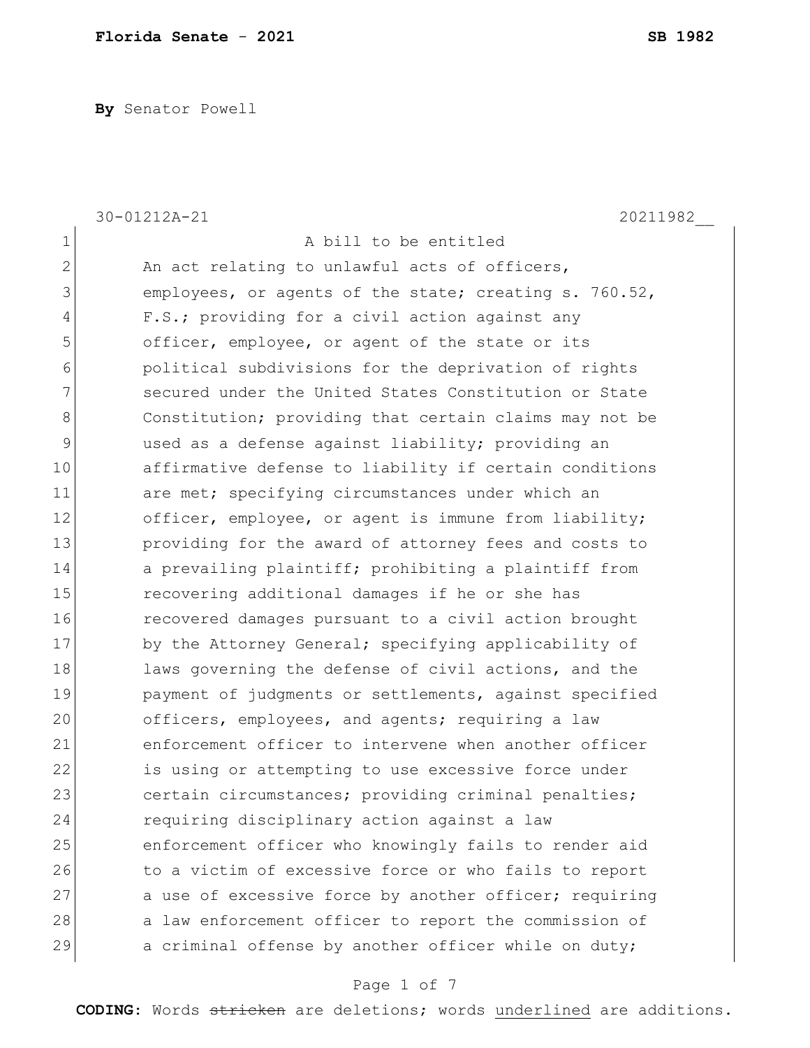**By** Senator Powell

30-01212A-21 20211982__

A bill to be entitled

An act relating to unlawful acts of officers, employees, or agents of the state; creating s. 760.52, F.S.; providing for a civil action against any officer, employee, or agent of the state or its political subdivisions for the deprivation of rights secured under the United States Constitution or State Constitution; providing that certain claims may not be used as a defense against liability; providing an affirmative defense to liability if certain conditions are met; specifying circumstances under which an officer, employee, or agent is immune from liability; providing for the award of attorney fees and costs to a prevailing plaintiff; prohibiting a plaintiff from recovering additional damages if he or she has recovered damages pursuant to a civil action brought by the Attorney General; specifying applicability of laws governing the defense of civil actions, and the payment of judgments or settlements, against specified officers, employees, and agents; requiring a law enforcement officer to intervene when another officer is using or attempting to use excessive force under certain circumstances; providing criminal penalties; requiring disciplinary action against a law enforcement officer who knowingly fails to render aid to a victim of excessive force or who fails to report a use of excessive force by another officer; requiring a law enforcement officer to report the commission of a criminal offense by another officer while on duty;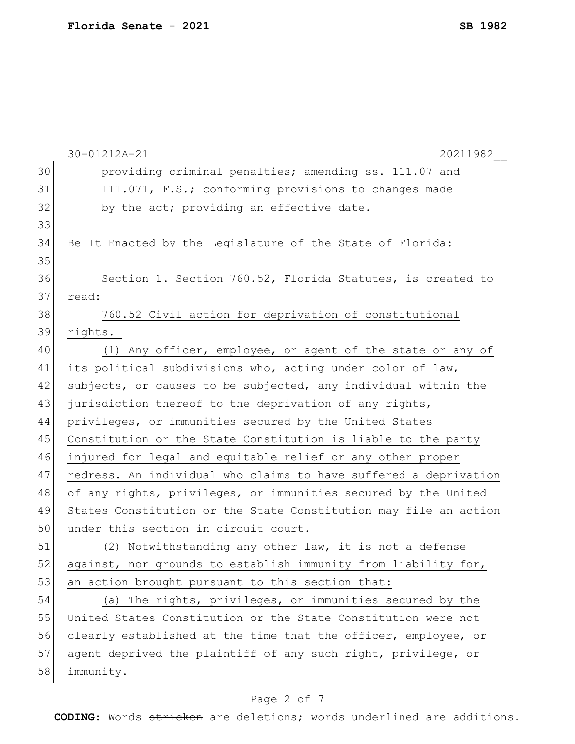providing criminal penalties; amending ss. 111.07 and 111.071, F.S.; conforming provisions to changes made by the act; providing an effective date.

Be It Enacted by the Legislature of the State of Florida:

Section 1. Section 760.52, Florida Statutes, is created to read:

<u>760.52 Civil action for deprivation of constitutional rights.—</u>

<u>(1) Any officer, employee, or agent of the state or any of its political subdivisions who, acting under color of law, subjects, or causes to be subjected, any individual within the jurisdiction thereof to the deprivation of any rights, privileges, or immunities secured by the United States Constitution or the State Constitution is liable to the party injured for legal and equitable relief or any other proper redress. An individual who claims to have suffered a deprivation of any rights, privileges, or immunities secured by the United States Constitution or the State Constitution may file an action under this section in circuit court.</u>

<u>(2) Notwithstanding any other law, it is not a defense against, nor grounds to establish immunity from liability for, an action brought pursuant to this section that:</u>

<u>(a) The rights, privileges, or immunities secured by the United States Constitution or the State Constitution were not clearly established at the time that the officer, employee, or agent deprived the plaintiff of any such right, privilege, or immunity.</u>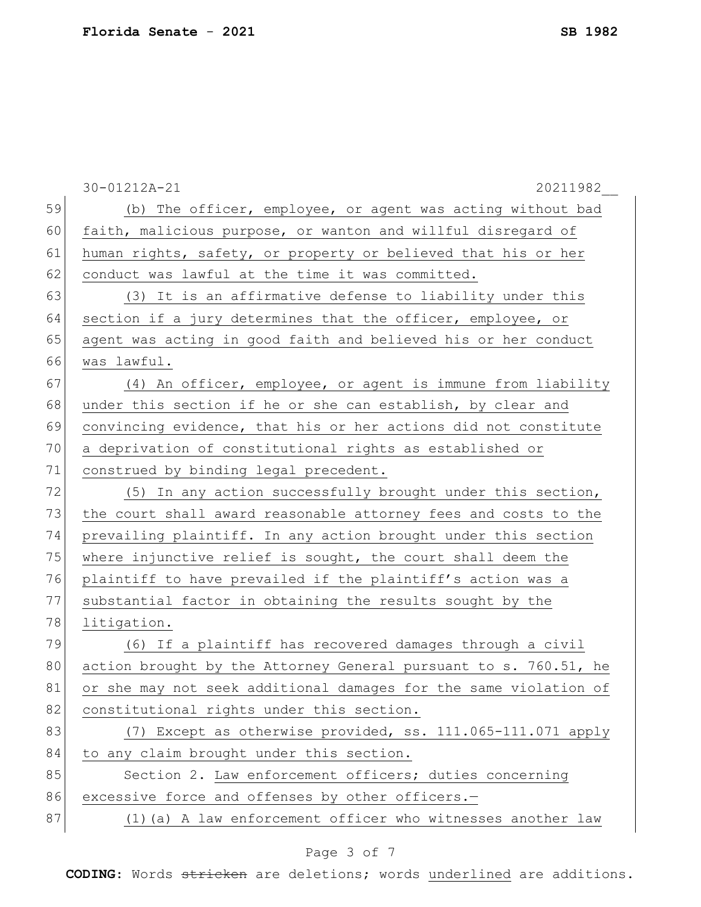(b) The officer, employee, or agent was acting without bad faith, malicious purpose, or wanton and willful disregard of human rights, safety, or property or believed that his or her conduct was lawful at the time it was committed.

(3) It is an affirmative defense to liability under this section if a jury determines that the officer, employee, or agent was acting in good faith and believed his or her conduct was lawful.

(4) An officer, employee, or agent is immune from liability under this section if he or she can establish, by clear and convincing evidence, that his or her actions did not constitute a deprivation of constitutional rights as established or construed by binding legal precedent.

(5) In any action successfully brought under this section, the court shall award reasonable attorney fees and costs to the prevailing plaintiff. In any action brought under this section where injunctive relief is sought, the court shall deem the plaintiff to have prevailed if the plaintiff's action was a substantial factor in obtaining the results sought by the litigation.

(6) If a plaintiff has recovered damages through a civil action brought by the Attorney General pursuant to s. 760.51, he or she may not seek additional damages for the same violation of constitutional rights under this section.

(7) Except as otherwise provided, ss. 111.065-111.071 apply to any claim brought under this section.

Section 2. Law enforcement officers; duties concerning excessive force and offenses by other officers.—

(1)(a) A law enforcement officer who witnesses another law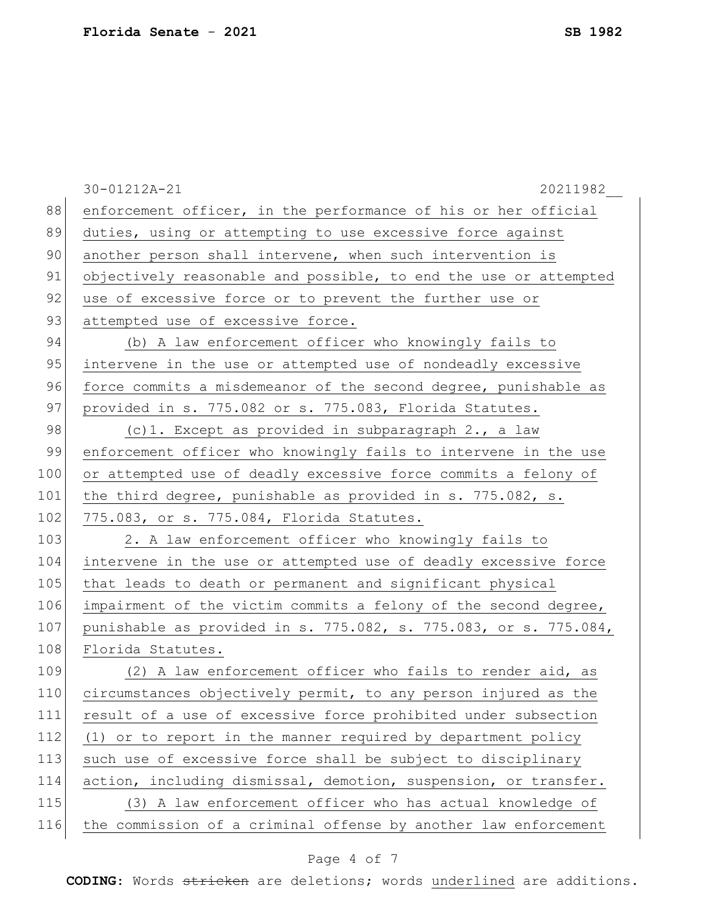enforcement officer, in the performance of his or her official duties, using or attempting to use excessive force against another person shall intervene, when such intervention is objectively reasonable and possible, to end the use or attempted use of excessive force or to prevent the further use or attempted use of excessive force.

(b) A law enforcement officer who knowingly fails to intervene in the use or attempted use of nondeadly excessive force commits a misdemeanor of the second degree, punishable as provided in s. 775.082 or s. 775.083, Florida Statutes.

(c)1. Except as provided in subparagraph 2., a law enforcement officer who knowingly fails to intervene in the use or attempted use of deadly excessive force commits a felony of the third degree, punishable as provided in s. 775.082, s. 775.083, or s. 775.084, Florida Statutes.

2. A law enforcement officer who knowingly fails to intervene in the use or attempted use of deadly excessive force that leads to death or permanent and significant physical impairment of the victim commits a felony of the second degree, punishable as provided in s. 775.082, s. 775.083, or s. 775.084, Florida Statutes.

(2) A law enforcement officer who fails to render aid, as circumstances objectively permit, to any person injured as the result of a use of excessive force prohibited under subsection (1) or to report in the manner required by department policy such use of excessive force shall be subject to disciplinary action, including dismissal, demotion, suspension, or transfer.

(3) A law enforcement officer who has actual knowledge of the commission of a criminal offense by another law enforcement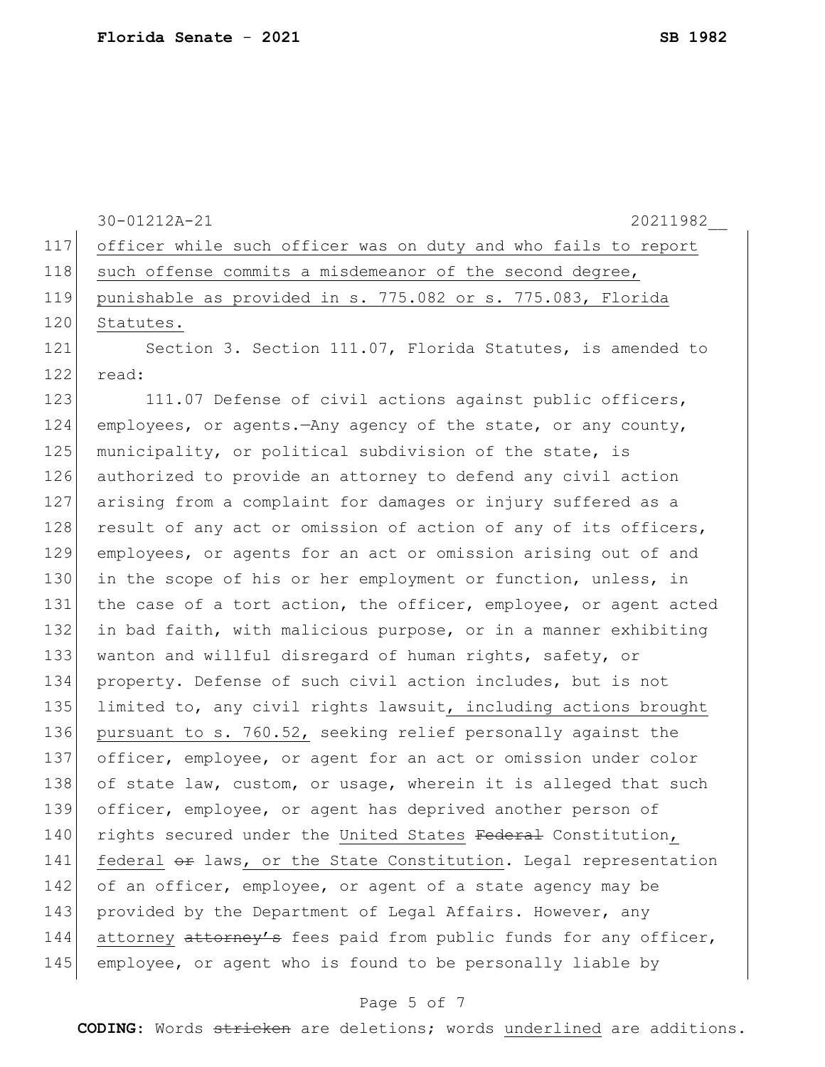30-01212A-21 20211982__

117 officer while such officer was on duty and who fails to report
118 such offense commits a misdemeanor of the second degree,
119 punishable as provided in s. 775.082 or s. 775.083, Florida
120 Statutes.

121 Section 3. Section 111.07, Florida Statutes, is amended to
122 read:

123 111.07 Defense of civil actions against public officers,
124 employees, or agents.—Any agency of the state, or any county,
125 municipality, or political subdivision of the state, is
126 authorized to provide an attorney to defend any civil action
127 arising from a complaint for damages or injury suffered as a
128 result of any act or omission of action of any of its officers,
129 employees, or agents for an act or omission arising out of and
130 in the scope of his or her employment or function, unless, in
131 the case of a tort action, the officer, employee, or agent acted
132 in bad faith, with malicious purpose, or in a manner exhibiting
133 wanton and willful disregard of human rights, safety, or
134 property. Defense of such civil action includes, but is not
135 limited to, any civil rights lawsuit<u>, including actions brought</u>
136 <u>pursuant to s. 760.52,</u> seeking relief personally against the
137 officer, employee, or agent for an act or omission under color
138 of state law, custom, or usage, wherein it is alleged that such
139 officer, employee, or agent has deprived another person of
140 rights secured under the <u>United States</u> ~~Federal~~ Constitution<u>,</u>
141 <u>federal</u> ~~or~~ laws<u>, or the State Constitution</u>. Legal representation
142 of an officer, employee, or agent of a state agency may be
143 provided by the Department of Legal Affairs. However, any
144 <u>attorney</u> ~~attorney's~~ fees paid from public funds for any officer,
145 employee, or agent who is found to be personally liable by

**CODING:** Words ~~stricken~~ are deletions; words <u>underlined</u> are additions.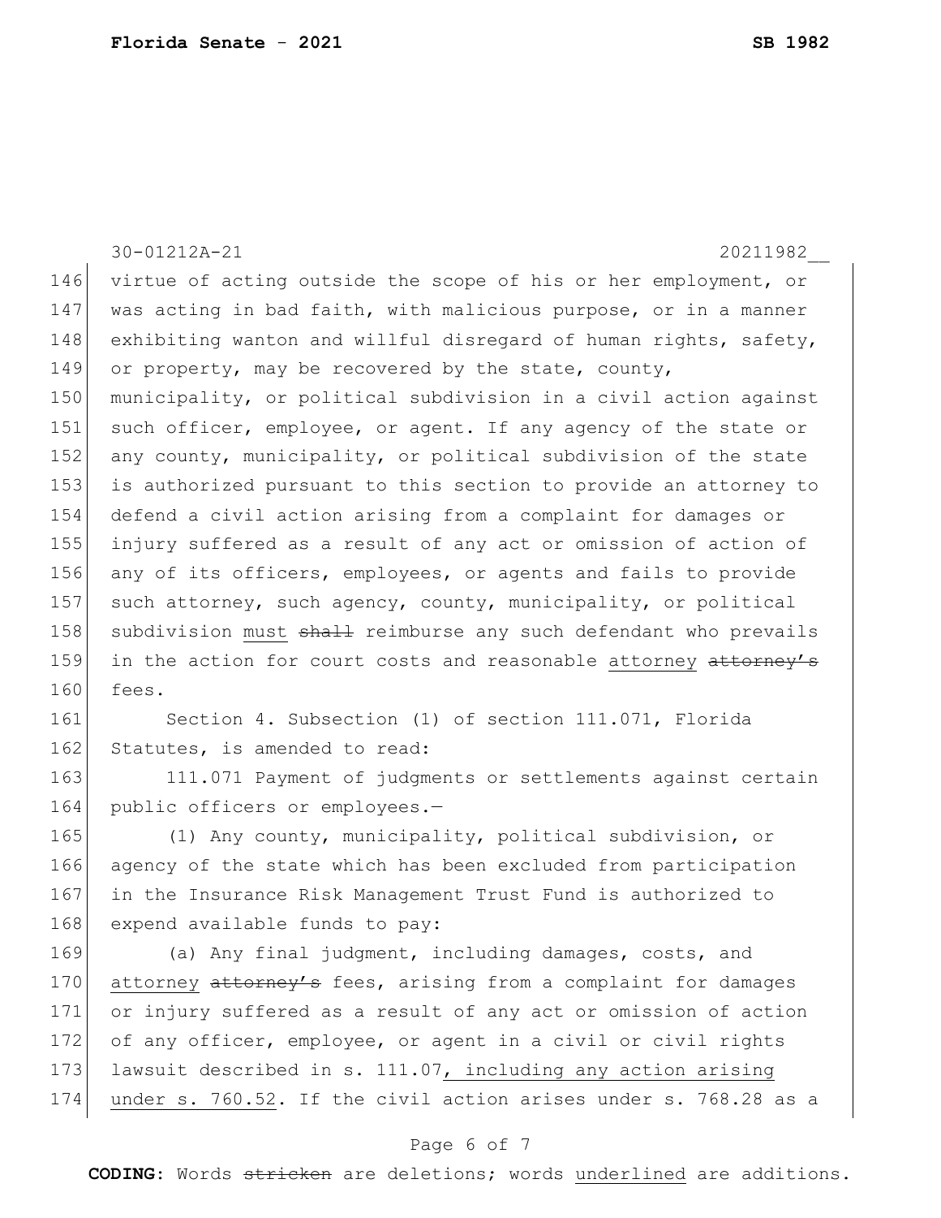virtue of acting outside the scope of his or her employment, or was acting in bad faith, with malicious purpose, or in a manner exhibiting wanton and willful disregard of human rights, safety, or property, may be recovered by the state, county, municipality, or political subdivision in a civil action against such officer, employee, or agent. If any agency of the state or any county, municipality, or political subdivision of the state is authorized pursuant to this section to provide an attorney to defend a civil action arising from a complaint for damages or injury suffered as a result of any act or omission of action of any of its officers, employees, or agents and fails to provide such attorney, such agency, county, municipality, or political subdivision must ~~shall~~ reimburse any such defendant who prevails in the action for court costs and reasonable attorney ~~attorney's~~ fees.

Section 4. Subsection (1) of section 111.071, Florida Statutes, is amended to read:

111.071 Payment of judgments or settlements against certain public officers or employees.—

(1) Any county, municipality, political subdivision, or agency of the state which has been excluded from participation in the Insurance Risk Management Trust Fund is authorized to expend available funds to pay:

(a) Any final judgment, including damages, costs, and attorney ~~attorney's~~ fees, arising from a complaint for damages or injury suffered as a result of any act or omission of action of any officer, employee, or agent in a civil or civil rights lawsuit described in s. 111.07, including any action arising under s. 760.52. If the civil action arises under s. 768.28 as a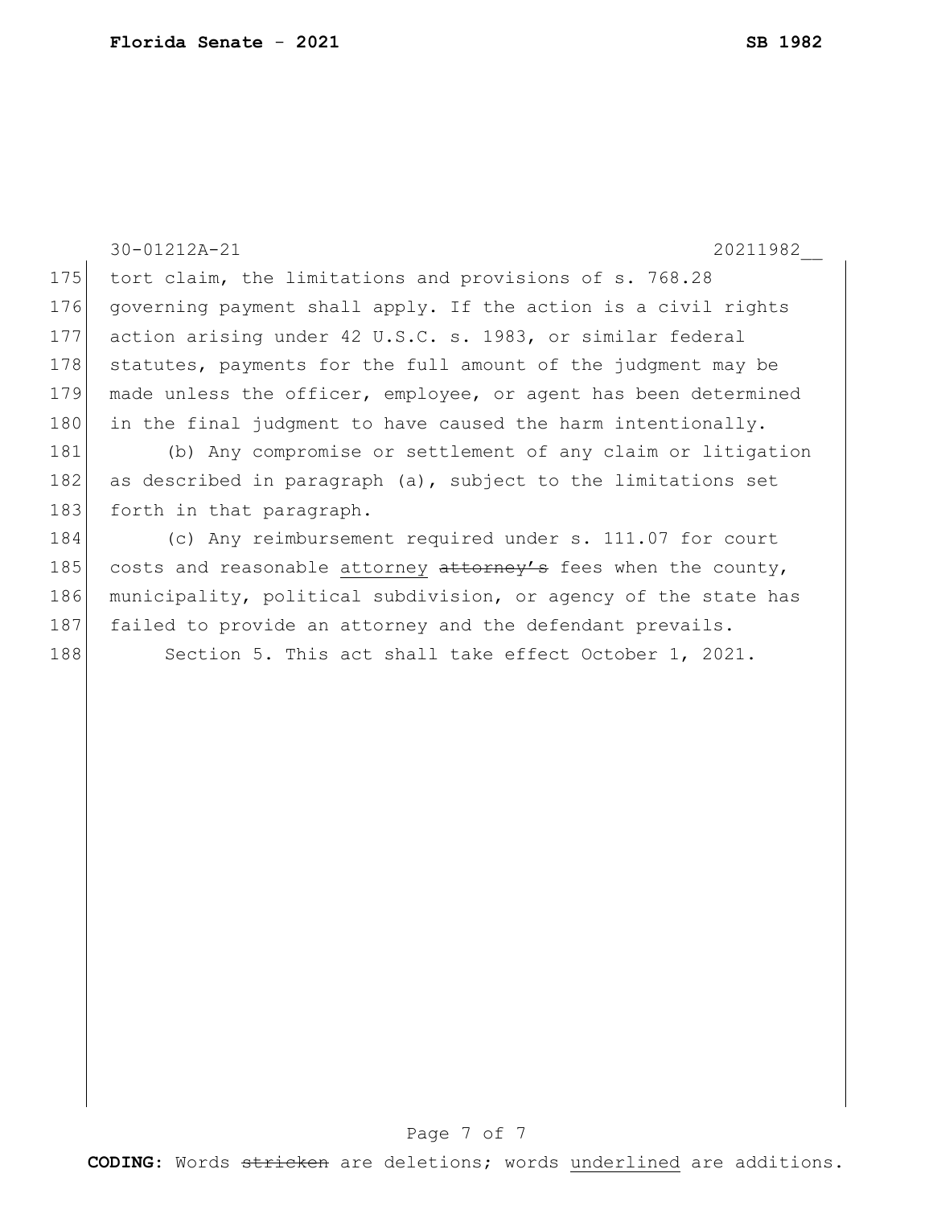tort claim, the limitations and provisions of s. 768.28 governing payment shall apply. If the action is a civil rights action arising under 42 U.S.C. s. 1983, or similar federal statutes, payments for the full amount of the judgment may be made unless the officer, employee, or agent has been determined in the final judgment to have caused the harm intentionally.

(b) Any compromise or settlement of any claim or litigation as described in paragraph (a), subject to the limitations set forth in that paragraph.

(c) Any reimbursement required under s. 111.07 for court costs and reasonable <u>attorney</u> ~~attorney's~~ fees when the county, municipality, political subdivision, or agency of the state has failed to provide an attorney and the defendant prevails.

Section 5. This act shall take effect October 1, 2021.